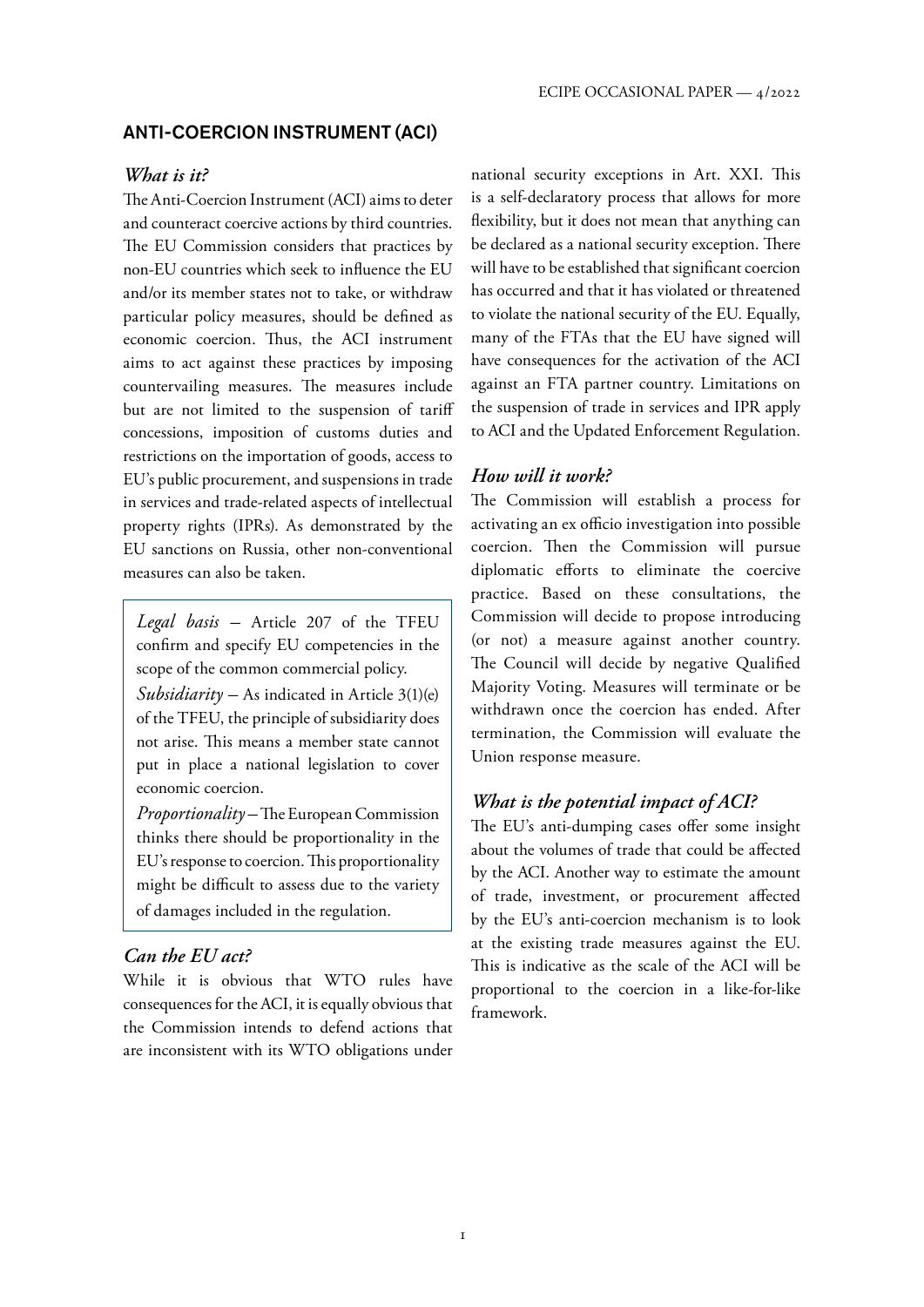## ANTI-COERCION INSTRUMENT (ACI)

### *What is it?*

The Anti-Coercion Instrument (ACI) aims to deter and counteract coercive actions by third countries. The EU Commission considers that practices by non-EU countries which seek to influence the EU and/or its member states not to take, or withdraw particular policy measures, should be defined as economic coercion. Thus, the ACI instrument aims to act against these practices by imposing countervailing measures. The measures include but are not limited to the suspension of tariff concessions, imposition of customs duties and restrictions on the importation of goods, access to EU's public procurement, and suspensions in trade in services and trade-related aspects of intellectual property rights (IPRs). As demonstrated by the EU sanctions on Russia, other non-conventional measures can also be taken.

> *Legal basis* – Article 207 of the TFEU confirm and specify EU competencies in the scope of the common commercial policy.
>
> *Subsidiarity* – As indicated in Article 3(1)(e) of the TFEU, the principle of subsidiarity does not arise. This means a member state cannot put in place a national legislation to cover economic coercion.
>
> *Proportionality* – The European Commission thinks there should be proportionality in the EU's response to coercion. This proportionality might be difficult to assess due to the variety of damages included in the regulation.

### *Can the EU act?*

While it is obvious that WTO rules have consequences for the ACI, it is equally obvious that the Commission intends to defend actions that are inconsistent with its WTO obligations under national security exceptions in Art. XXI. This is a self-declaratory process that allows for more flexibility, but it does not mean that anything can be declared as a national security exception. There will have to be established that significant coercion has occurred and that it has violated or threatened to violate the national security of the EU. Equally, many of the FTAs that the EU have signed will have consequences for the activation of the ACI against an FTA partner country. Limitations on the suspension of trade in services and IPR apply to ACI and the Updated Enforcement Regulation.

### *How will it work?*

The Commission will establish a process for activating an ex officio investigation into possible coercion. Then the Commission will pursue diplomatic efforts to eliminate the coercive practice. Based on these consultations, the Commission will decide to propose introducing (or not) a measure against another country. The Council will decide by negative Qualified Majority Voting. Measures will terminate or be withdrawn once the coercion has ended. After termination, the Commission will evaluate the Union response measure.

### *What is the potential impact of ACI?*

The EU's anti-dumping cases offer some insight about the volumes of trade that could be affected by the ACI. Another way to estimate the amount of trade, investment, or procurement affected by the EU's anti-coercion mechanism is to look at the existing trade measures against the EU. This is indicative as the scale of the ACI will be proportional to the coercion in a like-for-like framework.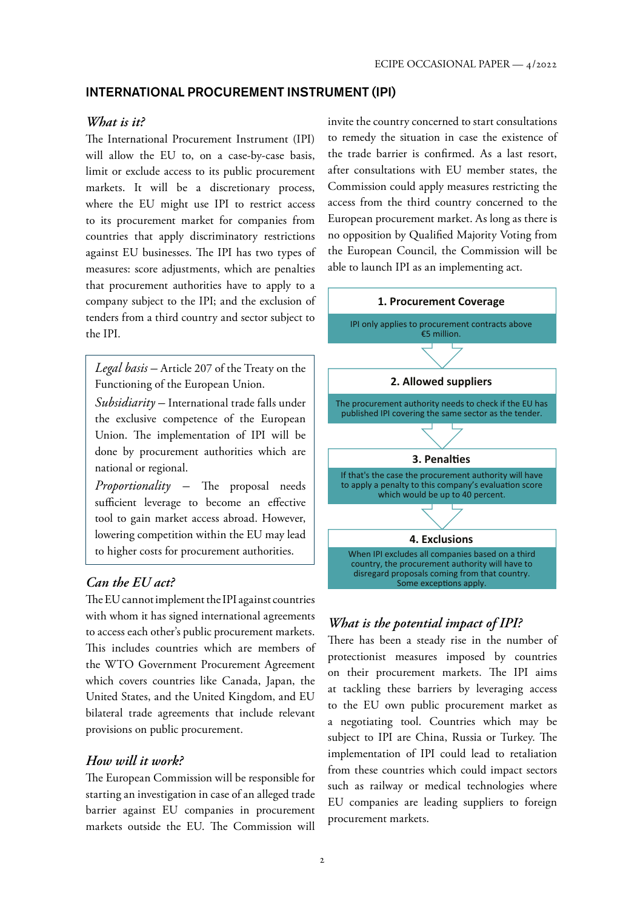## INTERNATIONAL PROCUREMENT INSTRUMENT (IPI)

### *What is it?*

The International Procurement Instrument (IPI) will allow the EU to, on a case-by-case basis, limit or exclude access to its public procurement markets. It will be a discretionary process, where the EU might use IPI to restrict access to its procurement market for companies from countries that apply discriminatory restrictions against EU businesses. The IPI has two types of measures: score adjustments, which are penalties that procurement authorities have to apply to a company subject to the IPI; and the exclusion of tenders from a third country and sector subject to the IPI.

> *Legal basis* – Article 207 of the Treaty on the Functioning of the European Union.
>
> *Subsidiarity* – International trade falls under the exclusive competence of the European Union. The implementation of IPI will be done by procurement authorities which are national or regional.
>
> *Proportionality* – The proposal needs sufficient leverage to become an effective tool to gain market access abroad. However, lowering competition within the EU may lead to higher costs for procurement authorities.

### *Can the EU act?*

The EU cannot implement the IPI against countries with whom it has signed international agreements to access each other's public procurement markets. This includes countries which are members of the WTO Government Procurement Agreement which covers countries like Canada, Japan, the United States, and the United Kingdom, and EU bilateral trade agreements that include relevant provisions on public procurement.

### *How will it work?*

The European Commission will be responsible for starting an investigation in case of an alleged trade barrier against EU companies in procurement markets outside the EU. The Commission will invite the country concerned to start consultations to remedy the situation in case the existence of the trade barrier is confirmed. As a last resort, after consultations with EU member states, the Commission could apply measures restricting the access from the third country concerned to the European procurement market. As long as there is no opposition by Qualified Majority Voting from the European Council, the Commission will be able to launch IPI as an implementing act.

**1. Procurement Coverage**

IPI only applies to procurement contracts above €5 million.

**2. Allowed suppliers**

The procurement authority needs to check if the EU has published IPI covering the same sector as the tender.

**3. Penalties**

If that's the case the procurement authority will have to apply a penalty to this company's evaluation score which would be up to 40 percent.

**4. Exclusions**

When IPI excludes all companies based on a third country, the procurement authority will have to disregard proposals coming from that country. Some exceptions apply.

### *What is the potential impact of IPI?*

There has been a steady rise in the number of protectionist measures imposed by countries on their procurement markets. The IPI aims at tackling these barriers by leveraging access to the EU own public procurement market as a negotiating tool. Countries which may be subject to IPI are China, Russia or Turkey. The implementation of IPI could lead to retaliation from these countries which could impact sectors such as railway or medical technologies where EU companies are leading suppliers to foreign procurement markets.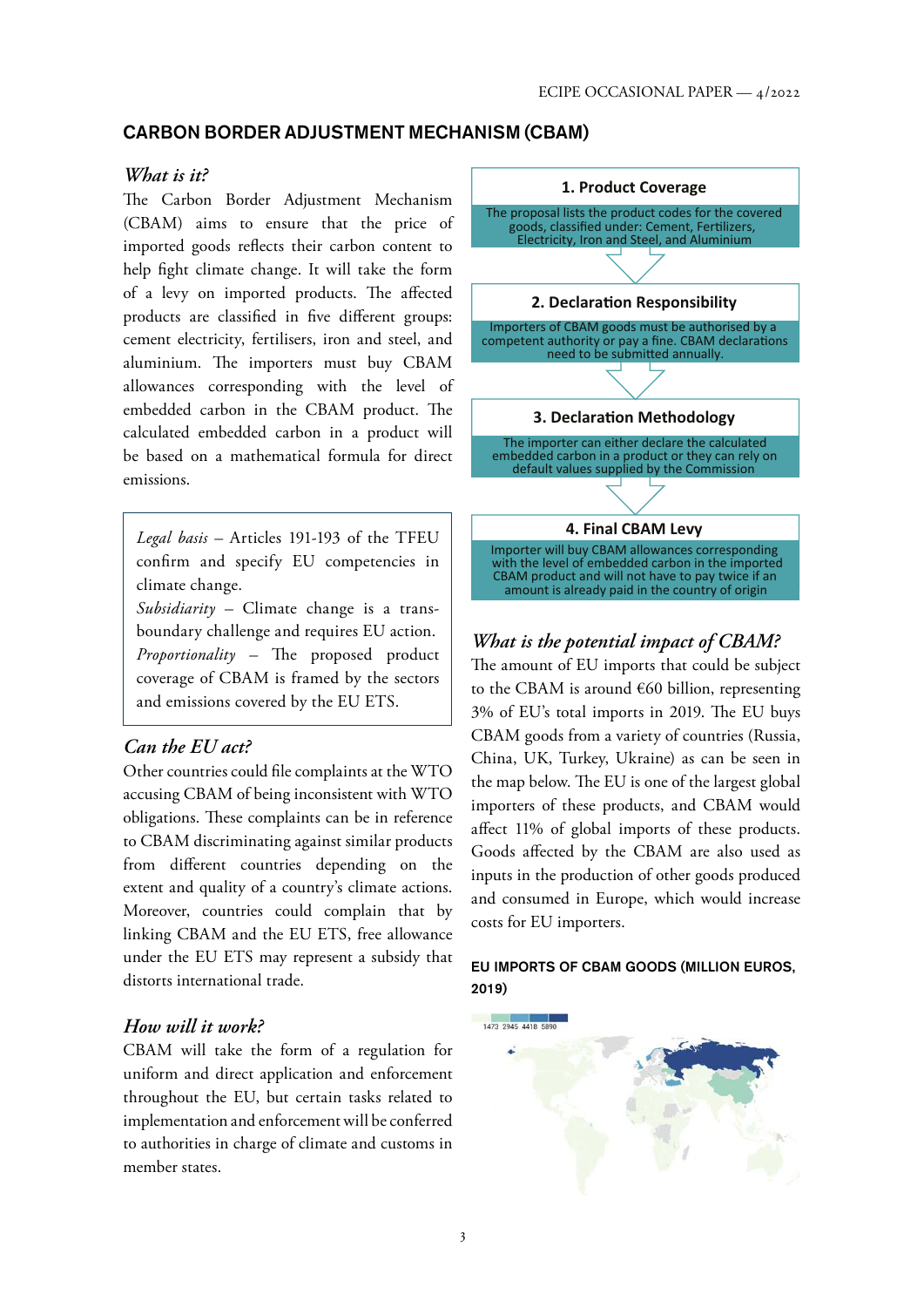## CARBON BORDER ADJUSTMENT MECHANISM (CBAM)

### *What is it?*

The Carbon Border Adjustment Mechanism (CBAM) aims to ensure that the price of imported goods reflects their carbon content to help fight climate change. It will take the form of a levy on imported products. The affected products are classified in five different groups: cement electricity, fertilisers, iron and steel, and aluminium. The importers must buy CBAM allowances corresponding with the level of embedded carbon in the CBAM product. The calculated embedded carbon in a product will be based on a mathematical formula for direct emissions.

> *Legal basis* – Articles 191-193 of the TFEU confirm and specify EU competencies in climate change.
> *Subsidiarity* – Climate change is a trans-boundary challenge and requires EU action.
> *Proportionality* – The proposed product coverage of CBAM is framed by the sectors and emissions covered by the EU ETS.

### *Can the EU act?*

Other countries could file complaints at the WTO accusing CBAM of being inconsistent with WTO obligations. These complaints can be in reference to CBAM discriminating against similar products from different countries depending on the extent and quality of a country's climate actions. Moreover, countries could complain that by linking CBAM and the EU ETS, free allowance under the EU ETS may represent a subsidy that distorts international trade.

### *How will it work?*

CBAM will take the form of a regulation for uniform and direct application and enforcement throughout the EU, but certain tasks related to implementation and enforcement will be conferred to authorities in charge of climate and customs in member states.

**1. Product Coverage**

The proposal lists the product codes for the covered goods, classified under: Cement, Fertilizers, Electricity, Iron and Steel, and Aluminium

**2. Declaration Responsibility**

Importers of CBAM goods must be authorised by a competent authority or pay a fine. CBAM declarations need to be submitted annually.

**3. Declaration Methodology**

The importer can either declare the calculated embedded carbon in a product or they can rely on default values supplied by the Commission

**4. Final CBAM Levy**

Importer will buy CBAM allowances corresponding with the level of embedded carbon in the imported CBAM product and will not have to pay twice if an amount is already paid in the country of origin

### *What is the potential impact of CBAM?*

The amount of EU imports that could be subject to the CBAM is around €60 billion, representing 3% of EU's total imports in 2019. The EU buys CBAM goods from a variety of countries (Russia, China, UK, Turkey, Ukraine) as can be seen in the map below. The EU is one of the largest global importers of these products, and CBAM would affect 11% of global imports of these products. Goods affected by the CBAM are also used as inputs in the production of other goods produced and consumed in Europe, which would increase costs for EU importers.

**EU IMPORTS OF CBAM GOODS (MILLION EUROS, 2019)**

1473 2945 4418 5890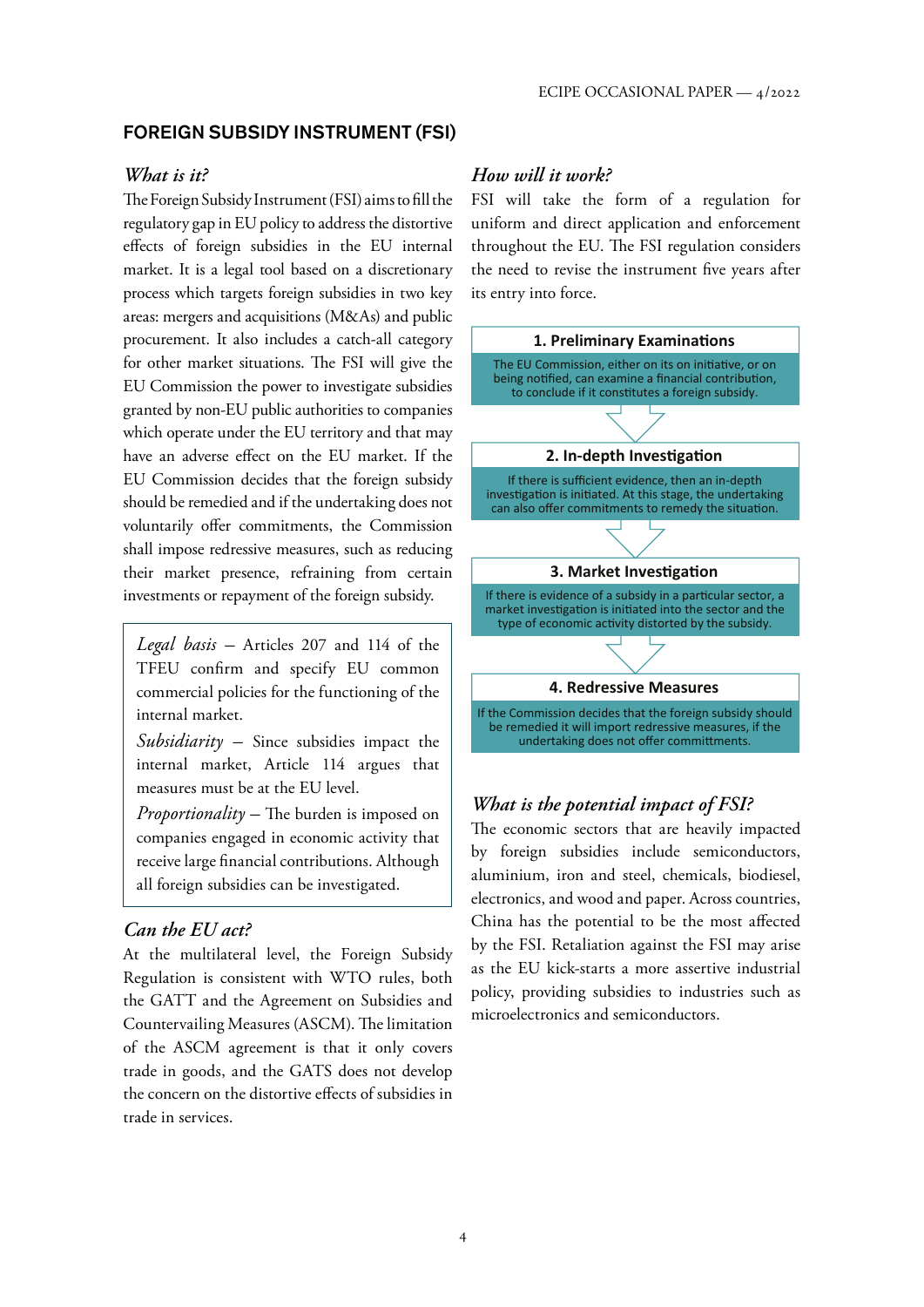## FOREIGN SUBSIDY INSTRUMENT (FSI)

### *What is it?*

The Foreign Subsidy Instrument (FSI) aims to fill the regulatory gap in EU policy to address the distortive effects of foreign subsidies in the EU internal market. It is a legal tool based on a discretionary process which targets foreign subsidies in two key areas: mergers and acquisitions (M&As) and public procurement. It also includes a catch-all category for other market situations. The FSI will give the EU Commission the power to investigate subsidies granted by non-EU public authorities to companies which operate under the EU territory and that may have an adverse effect on the EU market. If the EU Commission decides that the foreign subsidy should be remedied and if the undertaking does not voluntarily offer commitments, the Commission shall impose redressive measures, such as reducing their market presence, refraining from certain investments or repayment of the foreign subsidy.

> *Legal basis* – Articles 207 and 114 of the TFEU confirm and specify EU common commercial policies for the functioning of the internal market.
>
> *Subsidiarity* – Since subsidies impact the internal market, Article 114 argues that measures must be at the EU level.
>
> *Proportionality* – The burden is imposed on companies engaged in economic activity that receive large financial contributions. Although all foreign subsidies can be investigated.

### *Can the EU act?*

At the multilateral level, the Foreign Subsidy Regulation is consistent with WTO rules, both the GATT and the Agreement on Subsidies and Countervailing Measures (ASCM). The limitation of the ASCM agreement is that it only covers trade in goods, and the GATS does not develop the concern on the distortive effects of subsidies in trade in services.

### *How will it work?*

FSI will take the form of a regulation for uniform and direct application and enforcement throughout the EU. The FSI regulation considers the need to revise the instrument five years after its entry into force.

**1. Preliminary Examinations**

The EU Commission, either on its on initiative, or on being notified, can examine a financial contribution, to conclude if it constitutes a foreign subsidy.

**2. In-depth Investigation**

If there is sufficient evidence, then an in-depth investigation is initiated. At this stage, the undertaking can also offer commitments to remedy the situation.

**3. Market Investigation**

If there is evidence of a subsidy in a particular sector, a market investigation is initiated into the sector and the type of economic activity distorted by the subsidy.

**4. Redressive Measures**

If the Commission decides that the foreign subsidy should be remedied it will import redressive measures, if the undertaking does not offer committments.

### *What is the potential impact of FSI?*

The economic sectors that are heavily impacted by foreign subsidies include semiconductors, aluminium, iron and steel, chemicals, biodiesel, electronics, and wood and paper. Across countries, China has the potential to be the most affected by the FSI. Retaliation against the FSI may arise as the EU kick-starts a more assertive industrial policy, providing subsidies to industries such as microelectronics and semiconductors.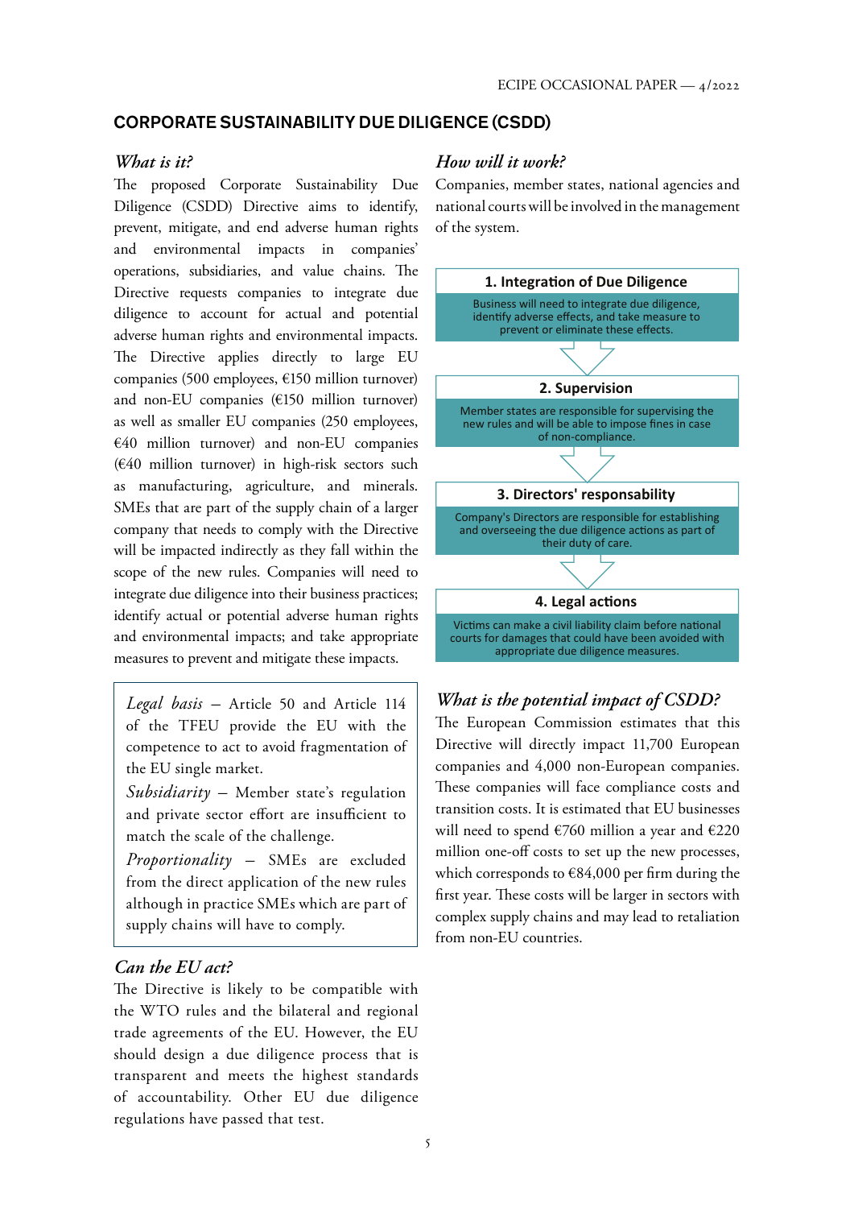## CORPORATE SUSTAINABILITY DUE DILIGENCE (CSDD)

### *What is it?*

The proposed Corporate Sustainability Due Diligence (CSDD) Directive aims to identify, prevent, mitigate, and end adverse human rights and environmental impacts in companies' operations, subsidiaries, and value chains. The Directive requests companies to integrate due diligence to account for actual and potential adverse human rights and environmental impacts. The Directive applies directly to large EU companies (500 employees, €150 million turnover) and non-EU companies (€150 million turnover) as well as smaller EU companies (250 employees, €40 million turnover) and non-EU companies (€40 million turnover) in high-risk sectors such as manufacturing, agriculture, and minerals. SMEs that are part of the supply chain of a larger company that needs to comply with the Directive will be impacted indirectly as they fall within the scope of the new rules. Companies will need to integrate due diligence into their business practices; identify actual or potential adverse human rights and environmental impacts; and take appropriate measures to prevent and mitigate these impacts.

> *Legal basis* – Article 50 and Article 114 of the TFEU provide the EU with the competence to act to avoid fragmentation of the EU single market.
>
> *Subsidiarity* – Member state's regulation and private sector effort are insufficient to match the scale of the challenge.
>
> *Proportionality* – SMEs are excluded from the direct application of the new rules although in practice SMEs which are part of supply chains will have to comply.

### *Can the EU act?*

The Directive is likely to be compatible with the WTO rules and the bilateral and regional trade agreements of the EU. However, the EU should design a due diligence process that is transparent and meets the highest standards of accountability. Other EU due diligence regulations have passed that test.

### *How will it work?*

Companies, member states, national agencies and national courts will be involved in the management of the system.

**1. Integration of Due Diligence**

Business will need to integrate due diligence, identify adverse effects, and take measure to prevent or eliminate these effects.

**2. Supervision**

Member states are responsible for supervising the new rules and will be able to impose fines in case of non-compliance.

**3. Directors' responsability**

Company's Directors are responsible for establishing and overseeing the due diligence actions as part of their duty of care.

**4. Legal actions**

Victims can make a civil liability claim before national courts for damages that could have been avoided with appropriate due diligence measures.

### *What is the potential impact of CSDD?*

The European Commission estimates that this Directive will directly impact 11,700 European companies and 4,000 non-European companies. These companies will face compliance costs and transition costs. It is estimated that EU businesses will need to spend €760 million a year and €220 million one-off costs to set up the new processes, which corresponds to €84,000 per firm during the first year. These costs will be larger in sectors with complex supply chains and may lead to retaliation from non-EU countries.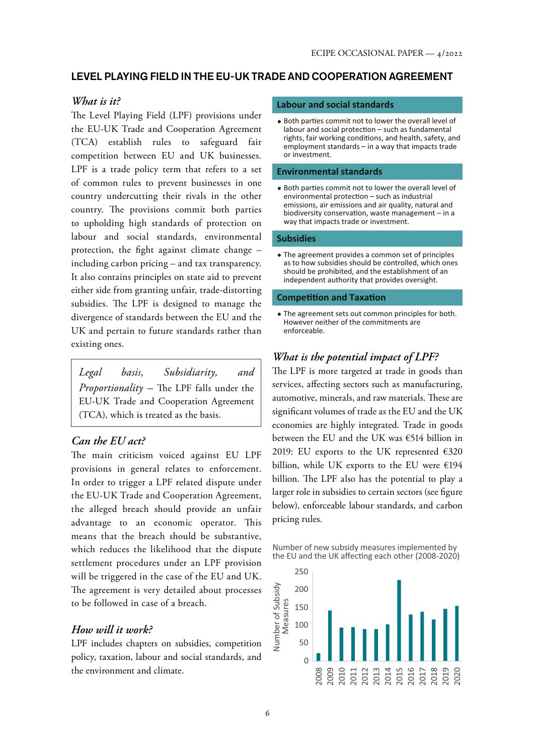## LEVEL PLAYING FIELD IN THE EU-UK TRADE AND COOPERATION AGREEMENT

### *What is it?*

The Level Playing Field (LPF) provisions under the EU-UK Trade and Cooperation Agreement (TCA) establish rules to safeguard fair competition between EU and UK businesses. LPF is a trade policy term that refers to a set of common rules to prevent businesses in one country undercutting their rivals in the other country. The provisions commit both parties to upholding high standards of protection on labour and social standards, environmental protection, the fight against climate change – including carbon pricing – and tax transparency. It also contains principles on state aid to prevent either side from granting unfair, trade-distorting subsidies. The LPF is designed to manage the divergence of standards between the EU and the UK and pertain to future standards rather than existing ones.

*Legal basis, Subsidiarity, and Proportionality* – The LPF falls under the EU-UK Trade and Cooperation Agreement (TCA), which is treated as the basis.

### *Can the EU act?*

The main criticism voiced against EU LPF provisions in general relates to enforcement. In order to trigger a LPF related dispute under the EU-UK Trade and Cooperation Agreement, the alleged breach should provide an unfair advantage to an economic operator. This means that the breach should be substantive, which reduces the likelihood that the dispute settlement procedures under an LPF provision will be triggered in the case of the EU and UK. The agreement is very detailed about processes to be followed in case of a breach.

### *How will it work?*

LPF includes chapters on subsidies, competition policy, taxation, labour and social standards, and the environment and climate.

**Labour and social standards**

- Both parties commit not to lower the overall level of labour and social protection – such as fundamental rights, fair working conditions, and health, safety, and employment standards – in a way that impacts trade or investment.

**Environmental standards**

- Both parties commit not to lower the overall level of environmental protection – such as industrial emissions, air emissions and air quality, natural and biodiversity conservation, waste management – in a way that impacts trade or investment.

**Subsidies**

- The agreement provides a common set of principles as to how subsidies should be controlled, which ones should be prohibited, and the establishment of an independent authority that provides oversight.

**Competition and Taxation**

- The agreement sets out common principles for both. However neither of the commitments are enforceable.

### *What is the potential impact of LPF?*

The LPF is more targeted at trade in goods than services, affecting sectors such as manufacturing, automotive, minerals, and raw materials. These are significant volumes of trade as the EU and the UK economies are highly integrated. Trade in goods between the EU and the UK was €514 billion in 2019: EU exports to the UK represented €320 billion, while UK exports to the EU were €194 billion. The LPF also has the potential to play a larger role in subsidies to certain sectors (see figure below), enforceable labour standards, and carbon pricing rules.

Number of new subsidy measures implemented by the EU and the UK affecting each other (2008-2020)

| Year | Number of Subsidy Measures (approx.) |
|---|---|
| 2008 | 20 |
| 2009 | 140 |
| 2010 | 92 |
| 2011 | 93 |
| 2012 | 88 |
| 2013 | 88 |
| 2014 | 100 |
| 2015 | 225 |
| 2016 | 128 |
| 2017 | 136 |
| 2018 | 115 |
| 2019 | 145 |
| 2020 | 153 |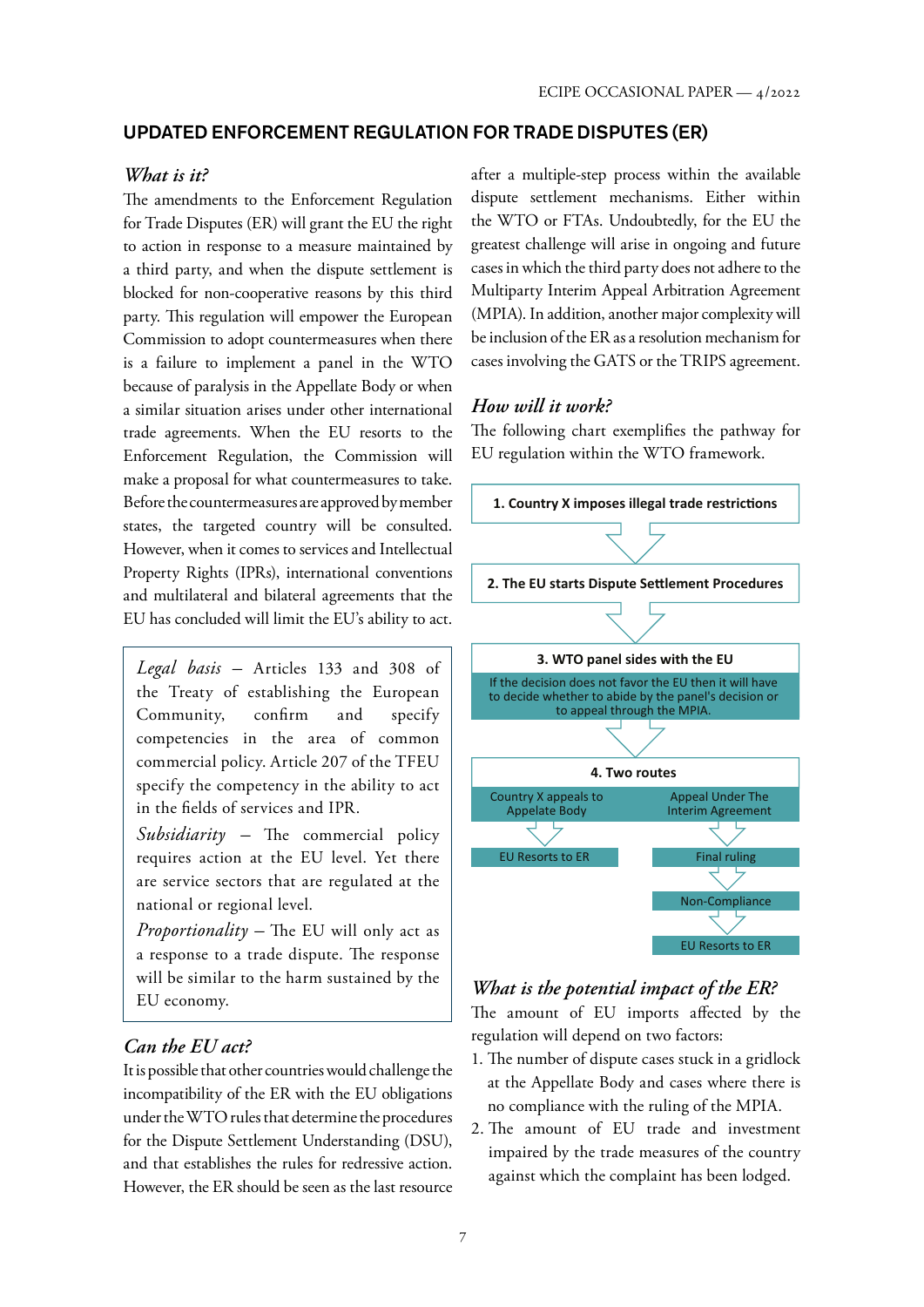## UPDATED ENFORCEMENT REGULATION FOR TRADE DISPUTES (ER)

### *What is it?*

The amendments to the Enforcement Regulation for Trade Disputes (ER) will grant the EU the right to action in response to a measure maintained by a third party, and when the dispute settlement is blocked for non-cooperative reasons by this third party. This regulation will empower the European Commission to adopt countermeasures when there is a failure to implement a panel in the WTO because of paralysis in the Appellate Body or when a similar situation arises under other international trade agreements. When the EU resorts to the Enforcement Regulation, the Commission will make a proposal for what countermeasures to take. Before the countermeasures are approved by member states, the targeted country will be consulted. However, when it comes to services and Intellectual Property Rights (IPRs), international conventions and multilateral and bilateral agreements that the EU has concluded will limit the EU's ability to act.

> *Legal basis* – Articles 133 and 308 of the Treaty of establishing the European Community, confirm and specify competencies in the area of common commercial policy. Article 207 of the TFEU specify the competency in the ability to act in the fields of services and IPR.
>
> *Subsidiarity* – The commercial policy requires action at the EU level. Yet there are service sectors that are regulated at the national or regional level.
>
> *Proportionality* – The EU will only act as a response to a trade dispute. The response will be similar to the harm sustained by the EU economy.

### *Can the EU act?*

It is possible that other countries would challenge the incompatibility of the ER with the EU obligations under the WTO rules that determine the procedures for the Dispute Settlement Understanding (DSU), and that establishes the rules for redressive action. However, the ER should be seen as the last resource after a multiple-step process within the available dispute settlement mechanisms. Either within the WTO or FTAs. Undoubtedly, for the EU the greatest challenge will arise in ongoing and future cases in which the third party does not adhere to the Multiparty Interim Appeal Arbitration Agreement (MPIA). In addition, another major complexity will be inclusion of the ER as a resolution mechanism for cases involving the GATS or the TRIPS agreement.

### *How will it work?*

The following chart exemplifies the pathway for EU regulation within the WTO framework.

**1. Country X imposes illegal trade restrictions**

↓

**2. The EU starts Dispute Settlement Procedures**

↓

**3. WTO panel sides with the EU**

If the decision does not favor the EU then it will have to decide whether to abide by the panel's decision or to appeal through the MPIA.

↓

**4. Two routes**

- Country X appeals to Appelate Body → EU Resorts to ER
- Appeal Under The Interim Agreement → Final ruling → Non-Compliance → EU Resorts to ER

### *What is the potential impact of the ER?*

The amount of EU imports affected by the regulation will depend on two factors:

1. The number of dispute cases stuck in a gridlock at the Appellate Body and cases where there is no compliance with the ruling of the MPIA.
2. The amount of EU trade and investment impaired by the trade measures of the country against which the complaint has been lodged.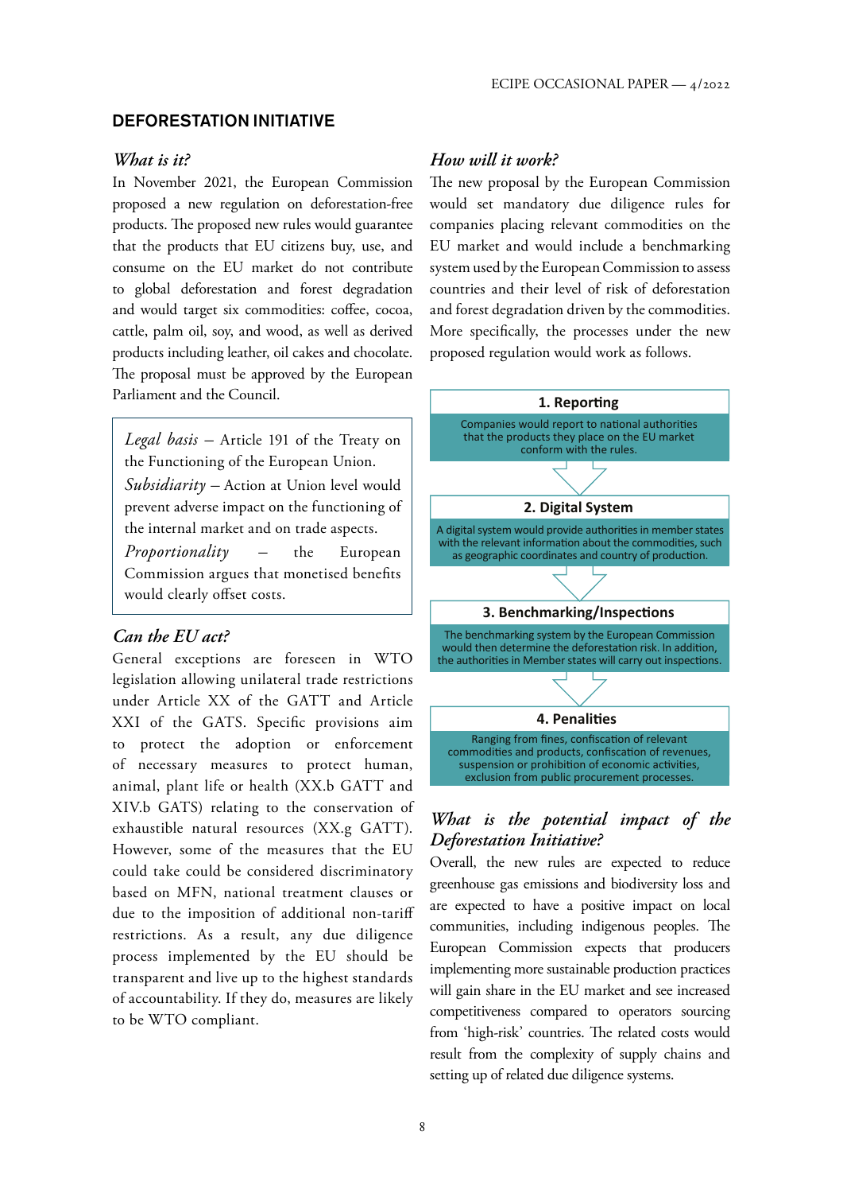## DEFORESTATION INITIATIVE

### *What is it?*

In November 2021, the European Commission proposed a new regulation on deforestation-free products. The proposed new rules would guarantee that the products that EU citizens buy, use, and consume on the EU market do not contribute to global deforestation and forest degradation and would target six commodities: coffee, cocoa, cattle, palm oil, soy, and wood, as well as derived products including leather, oil cakes and chocolate. The proposal must be approved by the European Parliament and the Council.

> *Legal basis* – Article 191 of the Treaty on the Functioning of the European Union.
>
> *Subsidiarity* – Action at Union level would prevent adverse impact on the functioning of the internal market and on trade aspects.
>
> *Proportionality* – the European Commission argues that monetised benefits would clearly offset costs.

### *Can the EU act?*

General exceptions are foreseen in WTO legislation allowing unilateral trade restrictions under Article XX of the GATT and Article XXI of the GATS. Specific provisions aim to protect the adoption or enforcement of necessary measures to protect human, animal, plant life or health (XX.b GATT and XIV.b GATS) relating to the conservation of exhaustible natural resources (XX.g GATT). However, some of the measures that the EU could take could be considered discriminatory based on MFN, national treatment clauses or due to the imposition of additional non-tariff restrictions. As a result, any due diligence process implemented by the EU should be transparent and live up to the highest standards of accountability. If they do, measures are likely to be WTO compliant.

### *How will it work?*

The new proposal by the European Commission would set mandatory due diligence rules for companies placing relevant commodities on the EU market and would include a benchmarking system used by the European Commission to assess countries and their level of risk of deforestation and forest degradation driven by the commodities. More specifically, the processes under the new proposed regulation would work as follows.

**1. Reporting**

Companies would report to national authorities that the products they place on the EU market conform with the rules.

**2. Digital System**

A digital system would provide authorities in member states with the relevant information about the commodities, such as geographic coordinates and country of production.

**3. Benchmarking/Inspections**

The benchmarking system by the European Commission would then determine the deforestation risk. In addition, the authorities in Member states will carry out inspections.

**4. Penalities**

Ranging from fines, confiscation of relevant commodities and products, confiscation of revenues, suspension or prohibition of economic activities, exclusion from public procurement processes.

### *What is the potential impact of the Deforestation Initiative?*

Overall, the new rules are expected to reduce greenhouse gas emissions and biodiversity loss and are expected to have a positive impact on local communities, including indigenous peoples. The European Commission expects that producers implementing more sustainable production practices will gain share in the EU market and see increased competitiveness compared to operators sourcing from 'high-risk' countries. The related costs would result from the complexity of supply chains and setting up of related due diligence systems.